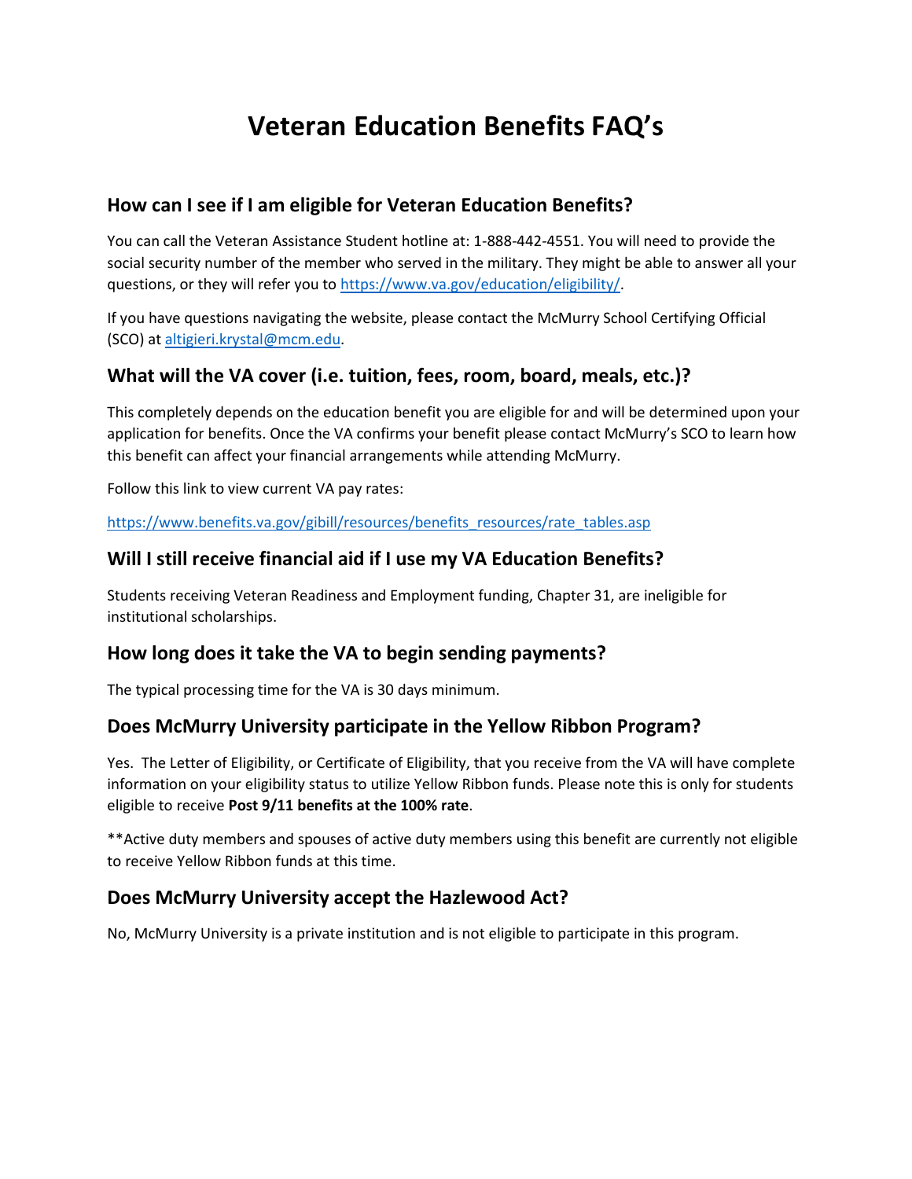# Veteran Education Benefits FAQ's

## How can I see if I am eligible for Veteran Education Benefits?

You can call the Veteran Assistance Student hotline at: 1-888-442-4551. You will need to provide the social security number of the member who served in the military. They might be able to answer all your questions, or they will refer you to https://www.va.gov/education/eligibility/.

If you have questions navigating the website, please contact the McMurry School Certifying Official (SCO) at altigieri.krystal@mcm.edu.

## What will the VA cover (i.e. tuition, fees, room, board, meals, etc.)?

This completely depends on the education benefit you are eligible for and will be determined upon your application for benefits. Once the VA confirms your benefit please contact McMurry's SCO to learn how this benefit can affect your financial arrangements while attending McMurry.

Follow this link to view current VA pay rates:

https://www.benefits.va.gov/gibill/resources/benefits_resources/rate_tables.asp

## Will I still receive financial aid if I use my VA Education Benefits?

Students receiving Veteran Readiness and Employment funding, Chapter 31, are ineligible for institutional scholarships.

## How long does it take the VA to begin sending payments?

The typical processing time for the VA is 30 days minimum.

## Does McMurry University participate in the Yellow Ribbon Program?

Yes. The Letter of Eligibility, or Certificate of Eligibility, that you receive from the VA will have complete information on your eligibility status to utilize Yellow Ribbon funds. Please note this is only for students eligible to receive **Post 9/11 benefits at the 100% rate**.

**Active duty members and spouses of active duty members using this benefit are currently not eligible to receive Yellow Ribbon funds at this time.

## Does McMurry University accept the Hazlewood Act?

No, McMurry University is a private institution and is not eligible to participate in this program.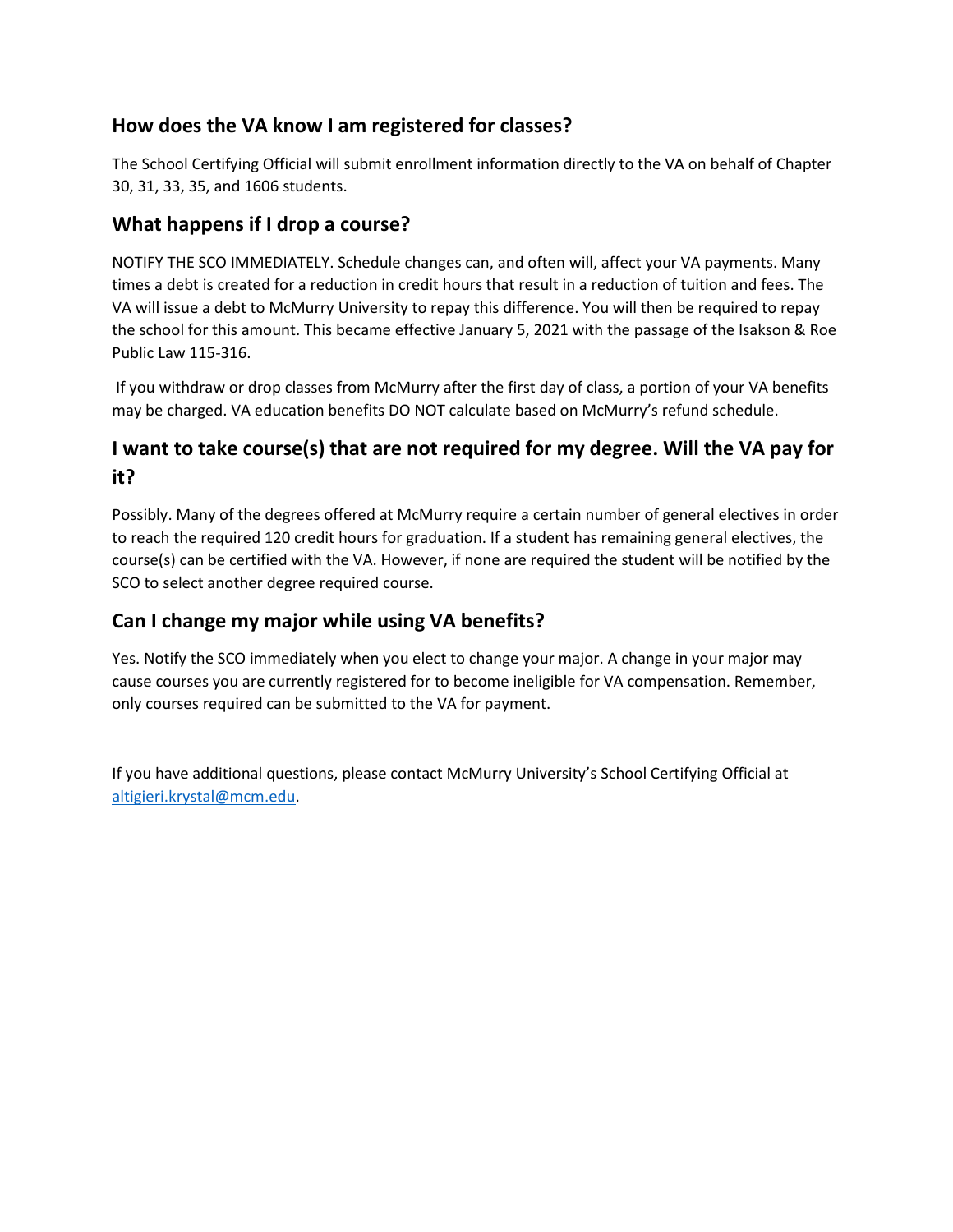## How does the VA know I am registered for classes?

The School Certifying Official will submit enrollment information directly to the VA on behalf of Chapter 30, 31, 33, 35, and 1606 students.

## What happens if I drop a course?

NOTIFY THE SCO IMMEDIATELY. Schedule changes can, and often will, affect your VA payments. Many times a debt is created for a reduction in credit hours that result in a reduction of tuition and fees. The VA will issue a debt to McMurry University to repay this difference. You will then be required to repay the school for this amount. This became effective January 5, 2021 with the passage of the Isakson & Roe Public Law 115-316.

If you withdraw or drop classes from McMurry after the first day of class, a portion of your VA benefits may be charged. VA education benefits DO NOT calculate based on McMurry's refund schedule.

## I want to take course(s) that are not required for my degree. Will the VA pay for it?

Possibly. Many of the degrees offered at McMurry require a certain number of general electives in order to reach the required 120 credit hours for graduation. If a student has remaining general electives, the course(s) can be certified with the VA. However, if none are required the student will be notified by the SCO to select another degree required course.

## Can I change my major while using VA benefits?

Yes. Notify the SCO immediately when you elect to change your major. A change in your major may cause courses you are currently registered for to become ineligible for VA compensation. Remember, only courses required can be submitted to the VA for payment.

If you have additional questions, please contact McMurry University's School Certifying Official at altigieri.krystal@mcm.edu.